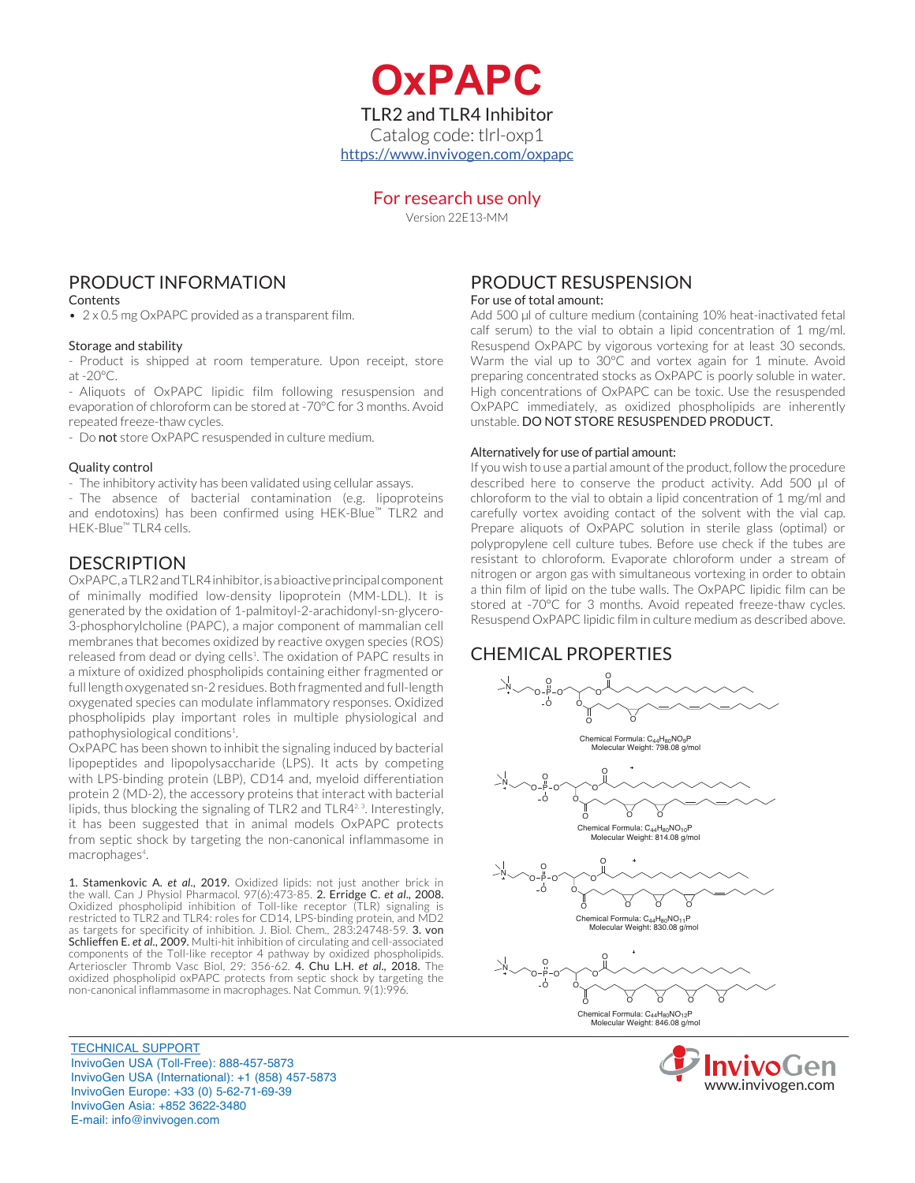# OxPAPC

TLR2 and TLR4 Inhibitor

Catalog code: tlrl-oxp1

https://www.invivogen.com/oxpapc

For research use only

Version 22E13-MM

## PRODUCT INFORMATION

Contents

- 2 x 0.5 mg OxPAPC provided as a transparent film.

Storage and stability

- Product is shipped at room temperature. Upon receipt, store at -20°C.
- Aliquots of OxPAPC lipidic film following resuspension and evaporation of chloroform can be stored at -70°C for 3 months. Avoid repeated freeze-thaw cycles.
- Do **not** store OxPAPC resuspended in culture medium.

Quality control

- The inhibitory activity has been validated using cellular assays.
- The absence of bacterial contamination (e.g. lipoproteins and endotoxins) has been confirmed using HEK-Blue™ TLR2 and HEK-Blue™ TLR4 cells.

## DESCRIPTION

OxPAPC, a TLR2 and TLR4 inhibitor, is a bioactive principal component of minimally modified low-density lipoprotein (MM-LDL). It is generated by the oxidation of 1-palmitoyl-2-arachidonyl-sn-glycero-3-phosphorylcholine (PAPC), a major component of mammalian cell membranes that becomes oxidized by reactive oxygen species (ROS) released from dead or dying cells[1]. The oxidation of PAPC results in a mixture of oxidized phospholipids containing either fragmented or full length oxygenated sn-2 residues. Both fragmented and full-length oxygenated species can modulate inflammatory responses. Oxidized phospholipids play important roles in multiple physiological and pathophysiological conditions[1].

OxPAPC has been shown to inhibit the signaling induced by bacterial lipopeptides and lipopolysaccharide (LPS). It acts by competing with LPS-binding protein (LBP), CD14 and, myeloid differentiation protein 2 (MD-2), the accessory proteins that interact with bacterial lipids, thus blocking the signaling of TLR2 and TLR4[2,3]. Interestingly, it has been suggested that in animal models OxPAPC protects from septic shock by targeting the non-canonical inflammasome in macrophages[4].

1. Stamenkovic A. *et al.*, 2019. Oxidized lipids: not just another brick in the wall. Can J Physiol Pharmacol. 97(6):473-85. 2. Erridge C. *et al.*, 2008. Oxidized phospholipid inhibition of Toll-like receptor (TLR) signaling is restricted to TLR2 and TLR4: roles for CD14, LPS-binding protein, and MD2 as targets for specificity of inhibition. J. Biol. Chem., 283:24748-59. 3. von Schlieffen E. *et al.*, 2009. Multi-hit inhibition of circulating and cell-associated components of the Toll-like receptor 4 pathway by oxidized phospholipids. Arterioscler Thromb Vasc Biol, 29: 356-62. 4. Chu L.H. *et al.*, 2018. The oxidized phospholipid oxPAPC protects from septic shock by targeting the non-canonical inflammasome in macrophages. Nat Commun. 9(1):996.

## PRODUCT RESUSPENSION

For use of total amount:

Add 500 µl of culture medium (containing 10% heat-inactivated fetal calf serum) to the vial to obtain a lipid concentration of 1 mg/ml. Resuspend OxPAPC by vigorous vortexing for at least 30 seconds. Warm the vial up to 30°C and vortex again for 1 minute. Avoid preparing concentrated stocks as OxPAPC is poorly soluble in water. High concentrations of OxPAPC can be toxic. Use the resuspended OxPAPC immediately, as oxidized phospholipids are inherently unstable. DO NOT STORE RESUSPENDED PRODUCT.

Alternatively for use of partial amount:

If you wish to use a partial amount of the product, follow the procedure described here to conserve the product activity. Add 500 µl of chloroform to the vial to obtain a lipid concentration of 1 mg/ml and carefully vortex avoiding contact of the solvent with the vial cap. Prepare aliquots of OxPAPC solution in sterile glass (optimal) or polypropylene cell culture tubes. Before use check if the tubes are resistant to chloroform. Evaporate chloroform under a stream of nitrogen or argon gas with simultaneous vortexing in order to obtain a thin film of lipid on the tube walls. The OxPAPC lipidic film can be stored at -70°C for 3 months. Avoid repeated freeze-thaw cycles. Resuspend OxPAPC lipidic film in culture medium as described above.

## CHEMICAL PROPERTIES

Chemical Formula: $C_{44}H_{80}NO_9P$
Molecular Weight: 798.08 g/mol

Chemical Formula: $C_{44}H_{80}NO_{10}P$
Molecular Weight: 814.08 g/mol

Chemical Formula: $C_{44}H_{80}NO_{11}P$
Molecular Weight: 830.08 g/mol

Chemical Formula: $C_{44}H_{80}NO_{12}P$
Molecular Weight: 846.08 g/mol

TECHNICAL SUPPORT
InvivoGen USA (Toll-Free): 888-457-5873
InvivoGen USA (International): +1 (858) 457-5873
InvivoGen Europe: +33 (0) 5-62-71-69-39
InvivoGen Asia: +852 3622-3480
E-mail: info@invivogen.com

InvivoGen
www.invivogen.com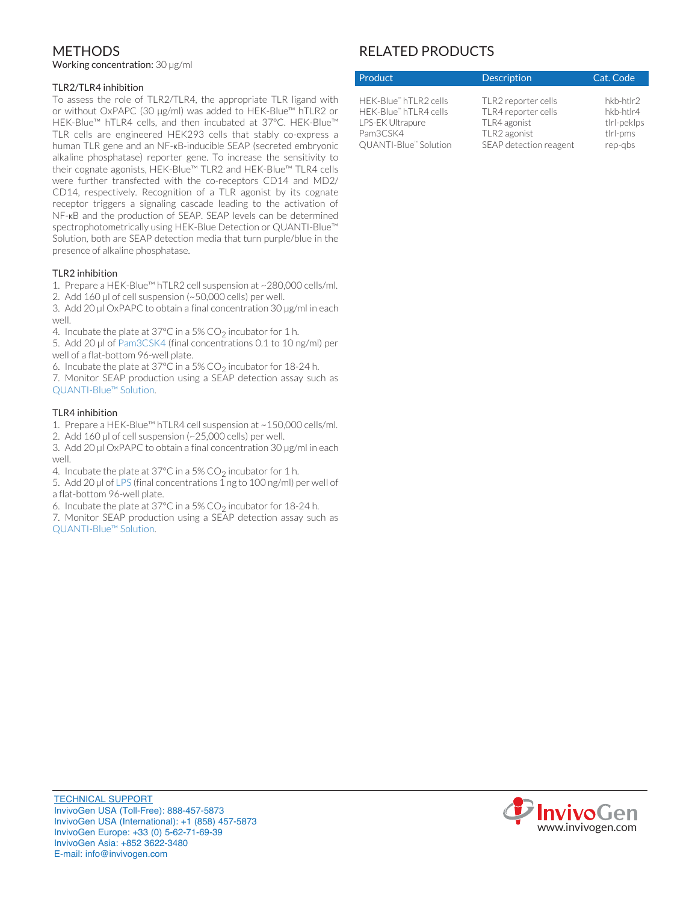## METHODS

**Working concentration:** 30 µg/ml

### TLR2/TLR4 inhibition

To assess the role of TLR2/TLR4, the appropriate TLR ligand with or without OxPAPC (30 µg/ml) was added to HEK-Blue™ hTLR2 or HEK-Blue™ hTLR4 cells, and then incubated at 37°C. HEK-Blue™ TLR cells are engineered HEK293 cells that stably co-express a human TLR gene and an NF-κB-inducible SEAP (secreted embryonic alkaline phosphatase) reporter gene. To increase the sensitivity to their cognate agonists, HEK-Blue™ TLR2 and HEK-Blue™ TLR4 cells were further transfected with the co-receptors CD14 and MD2/CD14, respectively. Recognition of a TLR agonist by its cognate receptor triggers a signaling cascade leading to the activation of NF-κB and the production of SEAP. SEAP levels can be determined spectrophotometrically using HEK-Blue Detection or QUANTI-Blue™ Solution, both are SEAP detection media that turn purple/blue in the presence of alkaline phosphatase.

### TLR2 inhibition

1. Prepare a HEK-Blue™ hTLR2 cell suspension at ~280,000 cells/ml.
2. Add 160 µl of cell suspension (~50,000 cells) per well.
3. Add 20 µl OxPAPC to obtain a final concentration 30 µg/ml in each well.
4. Incubate the plate at 37°C in a 5% $CO_2$ incubator for 1 h.
5. Add 20 µl of Pam3CSK4 (final concentrations 0.1 to 10 ng/ml) per well of a flat-bottom 96-well plate.
6. Incubate the plate at 37°C in a 5% $CO_2$ incubator for 18-24 h.
7. Monitor SEAP production using a SEAP detection assay such as QUANTI-Blue™ Solution.

### TLR4 inhibition

1. Prepare a HEK-Blue™ hTLR4 cell suspension at ~150,000 cells/ml.
2. Add 160 µl of cell suspension (~25,000 cells) per well.
3. Add 20 µl OxPAPC to obtain a final concentration 30 µg/ml in each well.
4. Incubate the plate at 37°C in a 5% $CO_2$ incubator for 1 h.
5. Add 20 µl of LPS (final concentrations 1 ng to 100 ng/ml) per well of a flat-bottom 96-well plate.
6. Incubate the plate at 37°C in a 5% $CO_2$ incubator for 18-24 h.
7. Monitor SEAP production using a SEAP detection assay such as QUANTI-Blue™ Solution.

## RELATED PRODUCTS

| Product | Description | Cat. Code |
|---|---|---|
| HEK-Blue™ hTLR2 cells | TLR2 reporter cells | hkb-htlr2 |
| HEK-Blue™ hTLR4 cells | TLR4 reporter cells | hkb-htlr4 |
| LPS-EK Ultrapure | TLR4 agonist | tlrl-peklps |
| Pam3CSK4 | TLR2 agonist | tlrl-pms |
| QUANTI-Blue™ Solution | SEAP detection reagent | rep-qbs |

TECHNICAL SUPPORT
InvivoGen USA (Toll-Free): 888-457-5873
InvivoGen USA (International): +1 (858) 457-5873
InvivoGen Europe: +33 (0) 5-62-71-69-39
InvivoGen Asia: +852 3622-3480
E-mail: info@invivogen.com

InvivoGen
www.invivogen.com